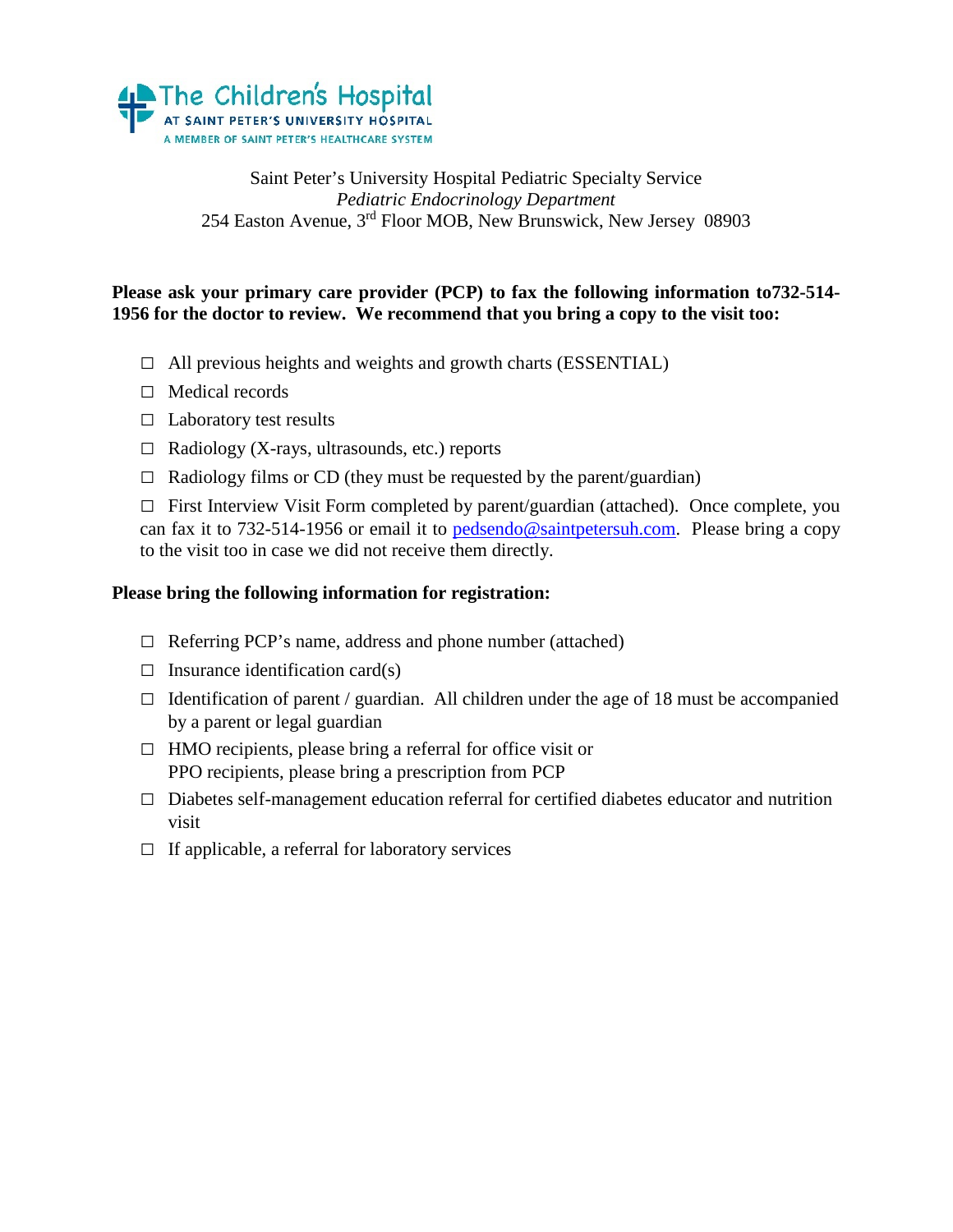**The Children's Hospital**
AT SAINT PETER'S UNIVERSITY HOSPITAL
A MEMBER OF SAINT PETER'S HEALTHCARE SYSTEM

Saint Peter's University Hospital Pediatric Specialty Service
*Pediatric Endocrinology Department*
254 Easton Avenue, 3rd Floor MOB, New Brunswick, New Jersey 08903

**Please ask your primary care provider (PCP) to fax the following information to732-514-1956 for the doctor to review. We recommend that you bring a copy to the visit too:**

- ☐ All previous heights and weights and growth charts (ESSENTIAL)
- ☐ Medical records
- ☐ Laboratory test results
- ☐ Radiology (X-rays, ultrasounds, etc.) reports
- ☐ Radiology films or CD (they must be requested by the parent/guardian)
- ☐ First Interview Visit Form completed by parent/guardian (attached). Once complete, you can fax it to 732-514-1956 or email it to pedsendo@saintpetersuh.com. Please bring a copy to the visit too in case we did not receive them directly.

**Please bring the following information for registration:**

- ☐ Referring PCP's name, address and phone number (attached)
- ☐ Insurance identification card(s)
- ☐ Identification of parent / guardian. All children under the age of 18 must be accompanied by a parent or legal guardian
- ☐ HMO recipients, please bring a referral for office visit or PPO recipients, please bring a prescription from PCP
- ☐ Diabetes self-management education referral for certified diabetes educator and nutrition visit
- ☐ If applicable, a referral for laboratory services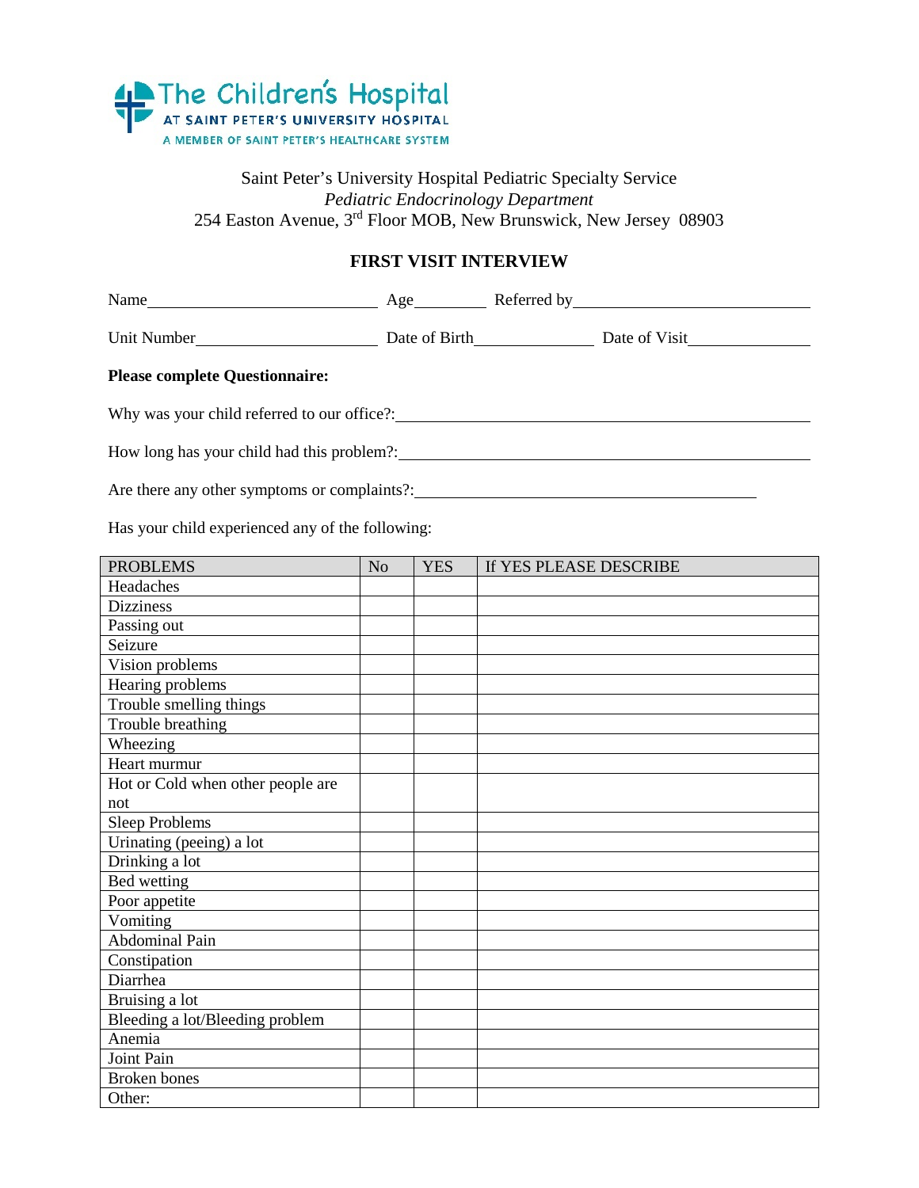The Children's Hospital
AT SAINT PETER'S UNIVERSITY HOSPITAL
A MEMBER OF SAINT PETER'S HEALTHCARE SYSTEM

Saint Peter's University Hospital Pediatric Specialty Service
*Pediatric Endocrinology Department*
254 Easton Avenue, 3rd Floor MOB, New Brunswick, New Jersey 08903

## FIRST VISIT INTERVIEW

Name\_\_\_\_\_\_\_\_\_\_\_\_\_\_\_\_\_\_\_\_\_\_\_\_\_\_\_\_ Age\_\_\_\_\_\_\_\_ Referred by\_\_\_\_\_\_\_\_\_\_\_\_\_\_\_\_\_\_\_\_\_\_\_\_\_\_\_\_

Unit Number\_\_\_\_\_\_\_\_\_\_\_\_\_\_\_\_\_\_\_\_\_\_ Date of Birth\_\_\_\_\_\_\_\_\_\_\_\_\_\_\_ Date of Visit\_\_\_\_\_\_\_\_\_\_\_\_\_\_\_

**Please complete Questionnaire:**

Why was your child referred to our office?:\_\_\_\_\_\_\_\_\_\_\_\_\_\_\_\_\_\_\_\_\_\_\_\_\_\_\_\_\_\_\_\_\_\_\_\_\_\_\_\_\_\_\_\_\_\_\_\_\_\_

How long has your child had this problem?:\_\_\_\_\_\_\_\_\_\_\_\_\_\_\_\_\_\_\_\_\_\_\_\_\_\_\_\_\_\_\_\_\_\_\_\_\_\_\_\_\_\_\_\_\_\_\_\_\_

Are there any other symptoms or complaints?:\_\_\_\_\_\_\_\_\_\_\_\_\_\_\_\_\_\_\_\_\_\_\_\_\_\_\_\_\_\_\_\_\_\_\_\_\_\_\_\_\_\_\_

Has your child experienced any of the following:

| PROBLEMS | No | YES | If YES PLEASE DESCRIBE |
|---|---|---|---|
| Headaches | | | |
| Dizziness | | | |
| Passing out | | | |
| Seizure | | | |
| Vision problems | | | |
| Hearing problems | | | |
| Trouble smelling things | | | |
| Trouble breathing | | | |
| Wheezing | | | |
| Heart murmur | | | |
| Hot or Cold when other people are not | | | |
| Sleep Problems | | | |
| Urinating (peeing) a lot | | | |
| Drinking a lot | | | |
| Bed wetting | | | |
| Poor appetite | | | |
| Vomiting | | | |
| Abdominal Pain | | | |
| Constipation | | | |
| Diarrhea | | | |
| Bruising a lot | | | |
| Bleeding a lot/Bleeding problem | | | |
| Anemia | | | |
| Joint Pain | | | |
| Broken bones | | | |
| Other: | | | |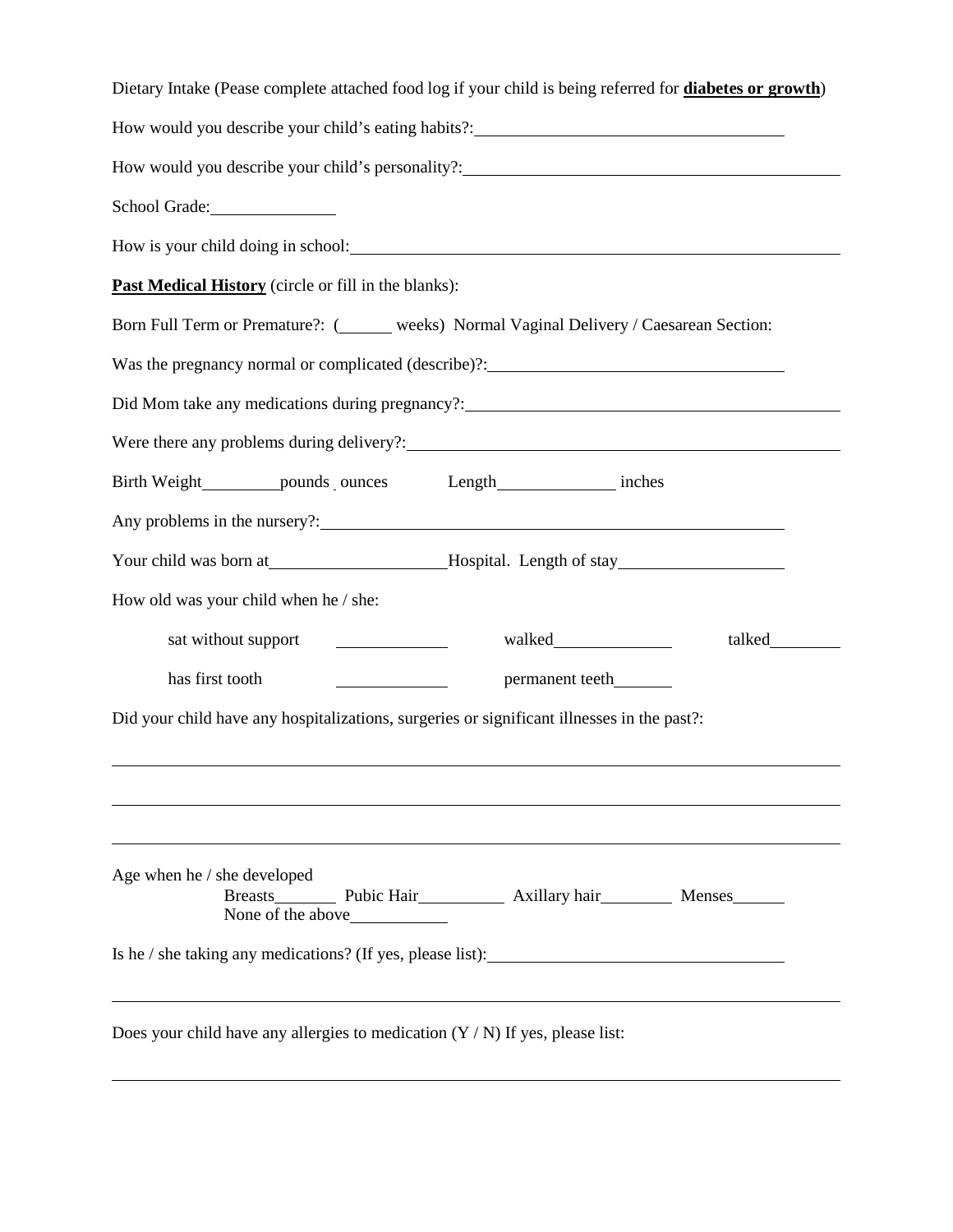Dietary Intake (Pease complete attached food log if your child is being referred for **diabetes or growth**)

How would you describe your child's eating habits?: ____________________

How would you describe your child's personality?: ____________________

School Grade: __________

How is your child doing in school: ____________________

**Past Medical History** (circle or fill in the blanks):

Born Full Term or Premature?: (______ weeks) Normal Vaginal Delivery / Caesarean Section:

Was the pregnancy normal or complicated (describe)?: ____________________

Did Mom take any medications during pregnancy?: ____________________

Were there any problems during delivery?: ____________________

Birth Weight ________ pounds _ ounces Length ____________ inches

Any problems in the nursery?: ____________________

Your child was born at ________________ Hospital. Length of stay ______________

How old was your child when he / she:

- sat without support __________ walked __________ talked ________
- has first tooth __________ permanent teeth ______

Did your child have any hospitalizations, surgeries or significant illnesses in the past?:

____________________

____________________

____________________

Age when he / she developed
Breasts ______ Pubic Hair ________ Axillary hair _______ Menses _____
None of the above ________

Is he / she taking any medications? (If yes, please list): ____________________

____________________

Does your child have any allergies to medication (Y / N) If yes, please list:

____________________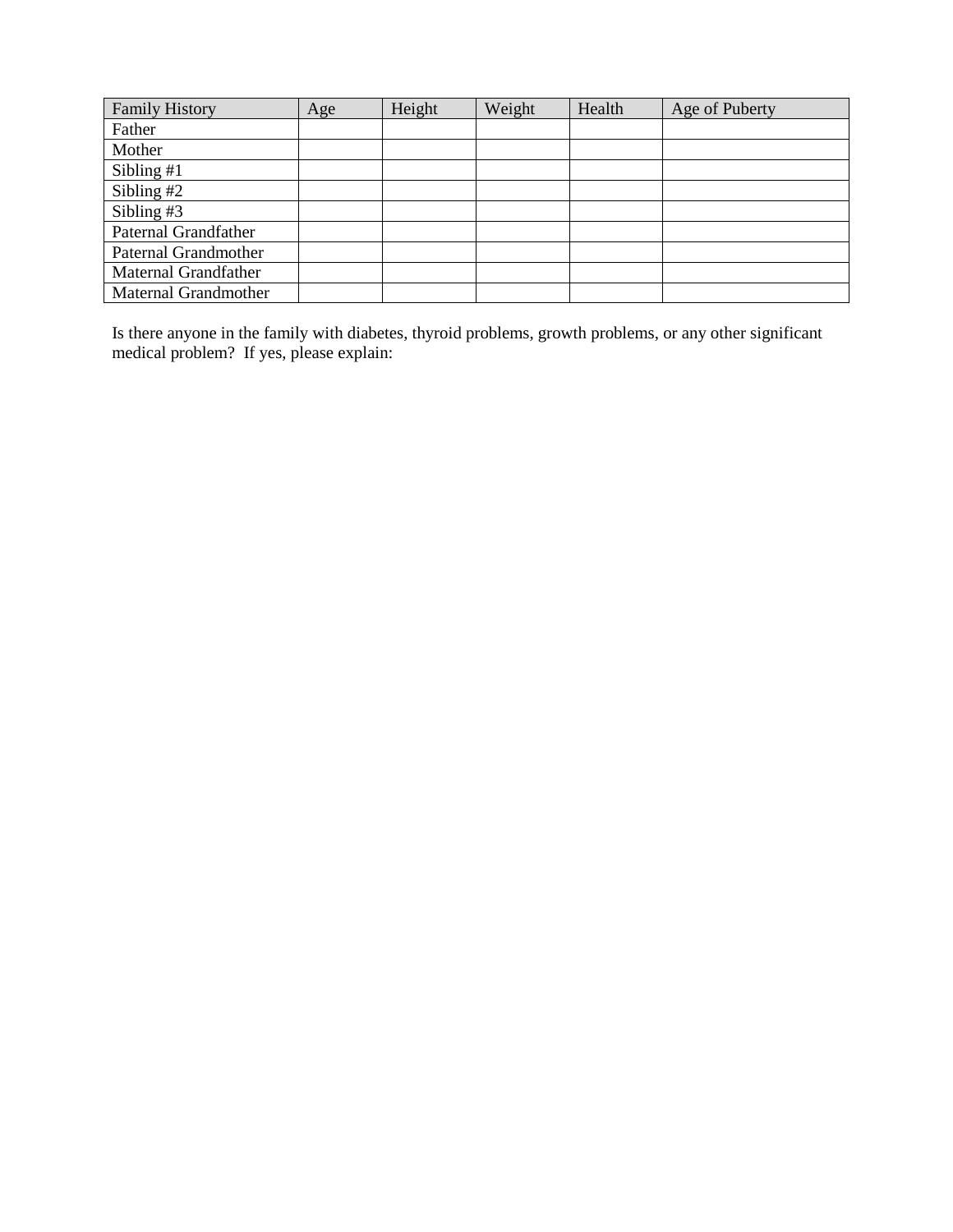| Family History | Age | Height | Weight | Health | Age of Puberty |
| --- | --- | --- | --- | --- | --- |
| Father | | | | | |
| Mother | | | | | |
| Sibling #1 | | | | | |
| Sibling #2 | | | | | |
| Sibling #3 | | | | | |
| Paternal Grandfather | | | | | |
| Paternal Grandmother | | | | | |
| Maternal Grandfather | | | | | |
| Maternal Grandmother | | | | | |

Is there anyone in the family with diabetes, thyroid problems, growth problems, or any other significant medical problem? If yes, please explain: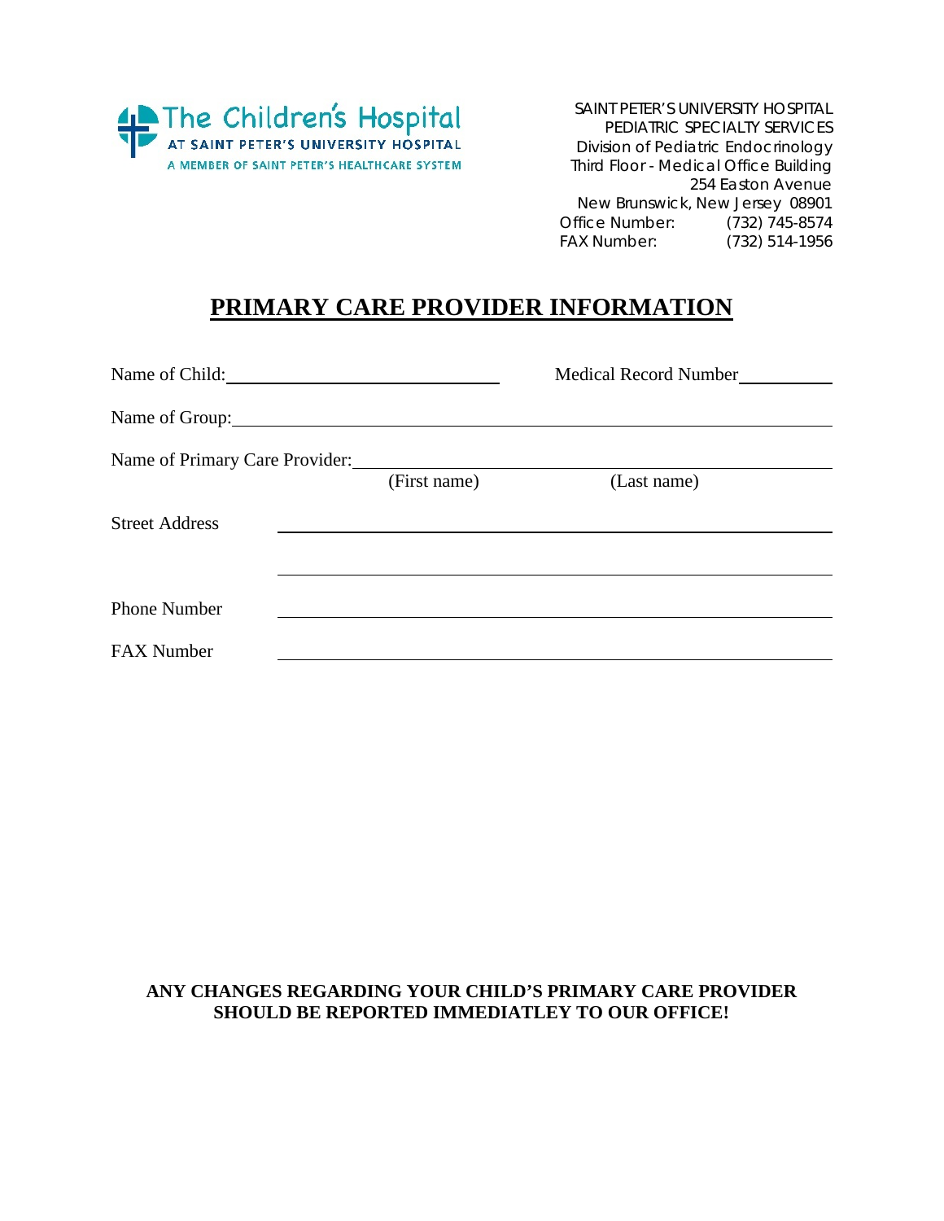The Children's Hospital
AT SAINT PETER'S UNIVERSITY HOSPITAL
A MEMBER OF SAINT PETER'S HEALTHCARE SYSTEM

SAINT PETER'S UNIVERSITY HOSPITAL
PEDIATRIC SPECIALTY SERVICES
Division of Pediatric Endocrinology
Third Floor - Medical Office Building
254 Easton Avenue
New Brunswick, New Jersey 08901
Office Number: (732) 745-8574
FAX Number: (732) 514-1956

# PRIMARY CARE PROVIDER INFORMATION

Name of Child: ______________________________ Medical Record Number __________

Name of Group: ____________________________________________________________

Name of Primary Care Provider: ______________________________________________
(First name) (Last name)

Street Address ____________________________________________________________

____________________________________________________________

Phone Number ____________________________________________________________

FAX Number ____________________________________________________________

**ANY CHANGES REGARDING YOUR CHILD'S PRIMARY CARE PROVIDER SHOULD BE REPORTED IMMEDIATLEY TO OUR OFFICE!**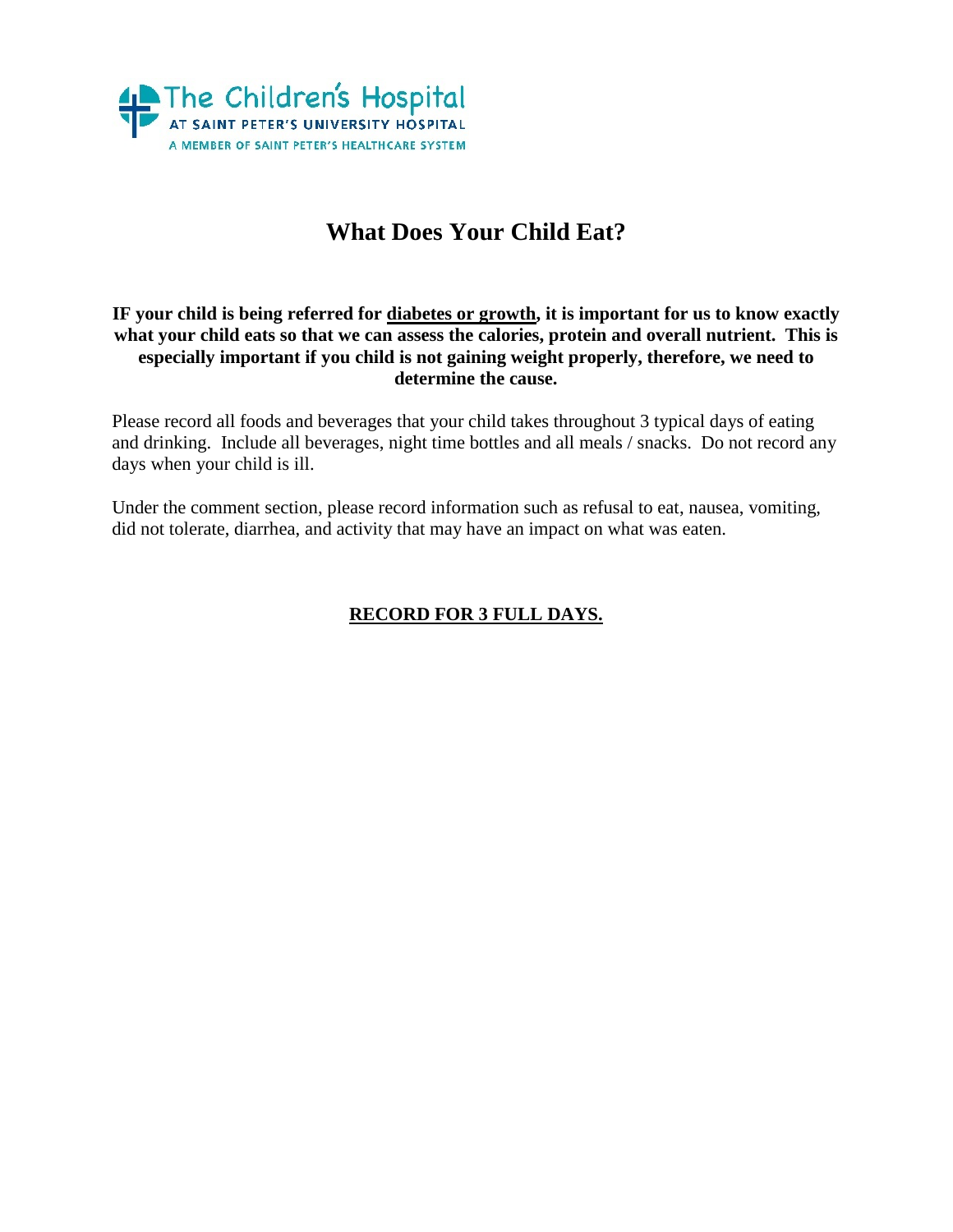The Children's Hospital
AT SAINT PETER'S UNIVERSITY HOSPITAL
A MEMBER OF SAINT PETER'S HEALTHCARE SYSTEM

# What Does Your Child Eat?

**IF your child is being referred for <u>diabetes or growth</u>, it is important for us to know exactly what your child eats so that we can assess the calories, protein and overall nutrient. This is especially important if you child is not gaining weight properly, therefore, we need to determine the cause.**

Please record all foods and beverages that your child takes throughout 3 typical days of eating and drinking. Include all beverages, night time bottles and all meals / snacks. Do not record any days when your child is ill.

Under the comment section, please record information such as refusal to eat, nausea, vomiting, did not tolerate, diarrhea, and activity that may have an impact on what was eaten.

**<u>RECORD FOR 3 FULL DAYS.</u>**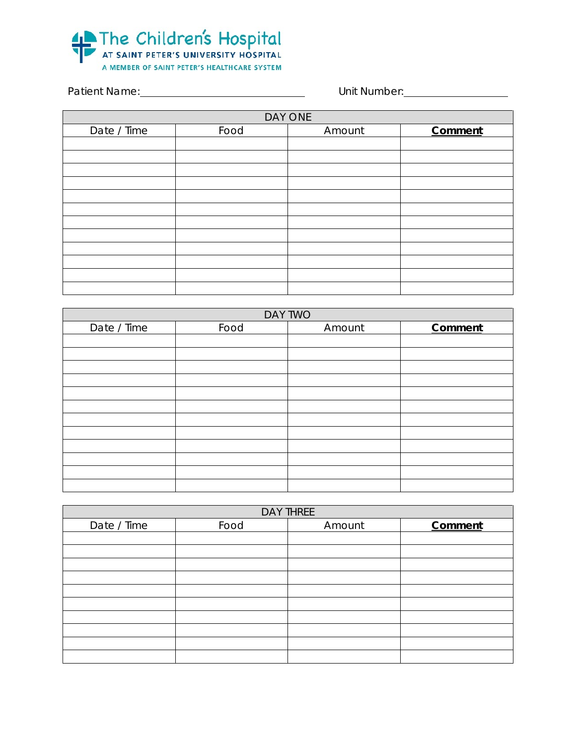The Children's Hospital
AT SAINT PETER'S UNIVERSITY HOSPITAL
A MEMBER OF SAINT PETER'S HEALTHCARE SYSTEM

Patient Name:______________________________ Unit Number:__________________

| DAY ONE | | | |
|---|---|---|---|
| Date / Time | Food | Amount | **Comment** |
| | | | |
| | | | |
| | | | |
| | | | |
| | | | |
| | | | |
| | | | |
| | | | |
| | | | |
| | | | |
| | | | |
| | | | |

| DAY TWO | | | |
|---|---|---|---|
| Date / Time | Food | Amount | **Comment** |
| | | | |
| | | | |
| | | | |
| | | | |
| | | | |
| | | | |
| | | | |
| | | | |
| | | | |
| | | | |
| | | | |
| | | | |

| DAY THREE | | | |
|---|---|---|---|
| Date / Time | Food | Amount | **Comment** |
| | | | |
| | | | |
| | | | |
| | | | |
| | | | |
| | | | |
| | | | |
| | | | |
| | | | |
| | | | |